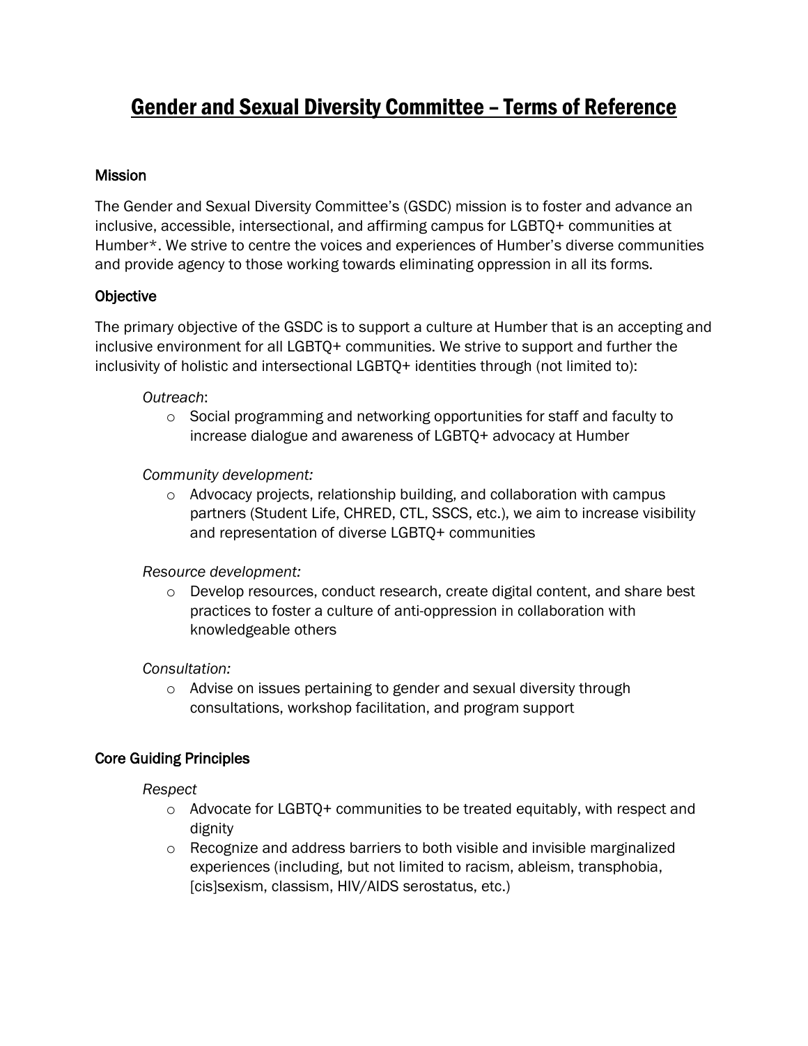# Gender and Sexual Diversity Committee – Terms of Reference

## Mission

The Gender and Sexual Diversity Committee's (GSDC) mission is to foster and advance an inclusive, accessible, intersectional, and affirming campus for LGBTQ+ communities at Humber*. We strive to centre the voices and experiences of Humber's diverse communities and provide agency to those working towards eliminating oppression in all its forms.

## Objective

The primary objective of the GSDC is to support a culture at Humber that is an accepting and inclusive environment for all LGBTQ+ communities. We strive to support and further the inclusivity of holistic and intersectional LGBTQ+ identities through (not limited to):

*Outreach*:

- Social programming and networking opportunities for staff and faculty to increase dialogue and awareness of LGBTQ+ advocacy at Humber

*Community development:*

- Advocacy projects, relationship building, and collaboration with campus partners (Student Life, CHRED, CTL, SSCS, etc.), we aim to increase visibility and representation of diverse LGBTQ+ communities

*Resource development:*

- Develop resources, conduct research, create digital content, and share best practices to foster a culture of anti-oppression in collaboration with knowledgeable others

*Consultation:*

- Advise on issues pertaining to gender and sexual diversity through consultations, workshop facilitation, and program support

## Core Guiding Principles

*Respect*

- Advocate for LGBTQ+ communities to be treated equitably, with respect and dignity
- Recognize and address barriers to both visible and invisible marginalized experiences (including, but not limited to racism, ableism, transphobia, [cis]sexism, classism, HIV/AIDS serostatus, etc.)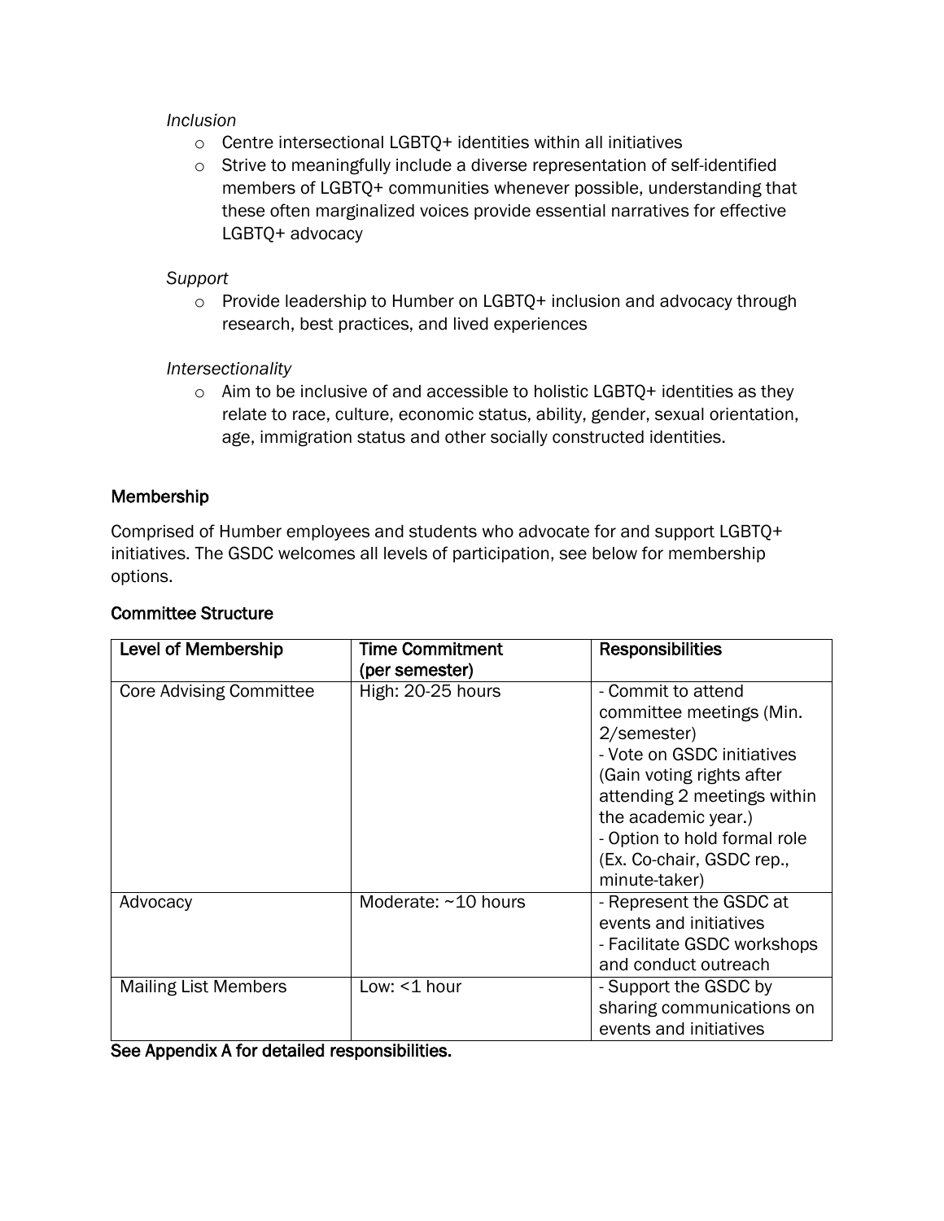*Inclusion*

- Centre intersectional LGBTQ+ identities within all initiatives
- Strive to meaningfully include a diverse representation of self-identified members of LGBTQ+ communities whenever possible, understanding that these often marginalized voices provide essential narratives for effective LGBTQ+ advocacy

*Support*

- Provide leadership to Humber on LGBTQ+ inclusion and advocacy through research, best practices, and lived experiences

*Intersectionality*

- Aim to be inclusive of and accessible to holistic LGBTQ+ identities as they relate to race, culture, economic status, ability, gender, sexual orientation, age, immigration status and other socially constructed identities.

## Membership

Comprised of Humber employees and students who advocate for and support LGBTQ+ initiatives. The GSDC welcomes all levels of participation, see below for membership options.

## Committee Structure

| Level of Membership | Time Commitment (per semester) | Responsibilities |
|---|---|---|
| Core Advising Committee | High: 20-25 hours | - Commit to attend committee meetings (Min. 2/semester)<br>- Vote on GSDC initiatives (Gain voting rights after attending 2 meetings within the academic year.)<br>- Option to hold formal role (Ex. Co-chair, GSDC rep., minute-taker) |
| Advocacy | Moderate: ~10 hours | - Represent the GSDC at events and initiatives<br>- Facilitate GSDC workshops and conduct outreach |
| Mailing List Members | Low: <1 hour | - Support the GSDC by sharing communications on events and initiatives |

**See Appendix A for detailed responsibilities.**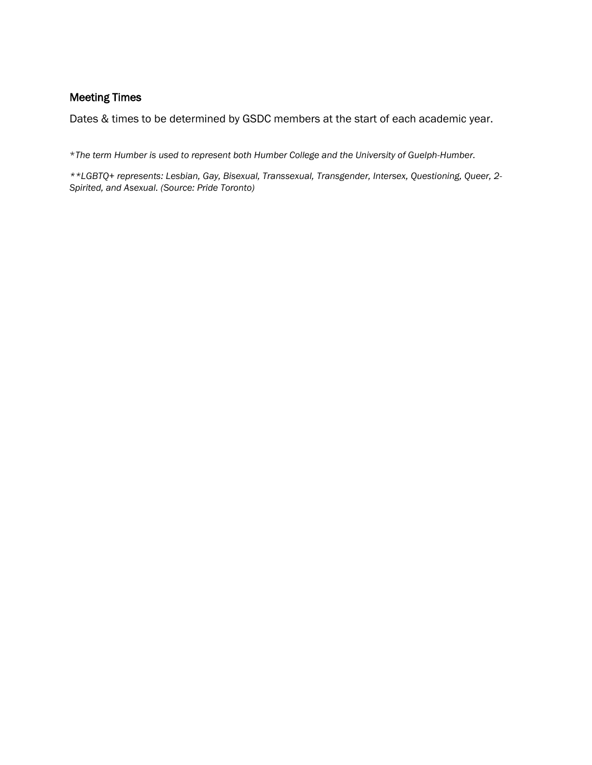### Meeting Times

Dates & times to be determined by GSDC members at the start of each academic year.

*\*The term Humber is used to represent both Humber College and the University of Guelph-Humber.*

*\*\*LGBTQ+ represents: Lesbian, Gay, Bisexual, Transsexual, Transgender, Intersex, Questioning, Queer, 2-Spirited, and Asexual. (Source: Pride Toronto)*